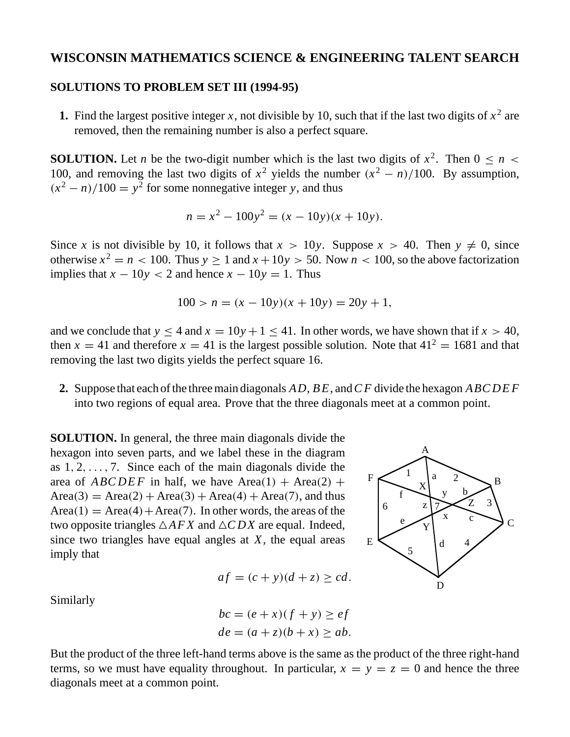# WISCONSIN MATHEMATICS SCIENCE & ENGINEERING TALENT SEARCH

## SOLUTIONS TO PROBLEM SET III (1994-95)

**1.** Find the largest positive integer $x$, not divisible by 10, such that if the last two digits of $x^2$ are removed, then the remaining number is also a perfect square.

**SOLUTION.** Let $n$ be the two-digit number which is the last two digits of $x^2$. Then $0 \le n < 100$, and removing the last two digits of $x^2$ yields the number $(x^2 - n)/100$. By assumption, $(x^2 - n)/100 = y^2$ for some nonnegative integer $y$, and thus

$$n = x^2 - 100y^2 = (x - 10y)(x + 10y).$$

Since $x$ is not divisible by 10, it follows that $x > 10y$. Suppose $x > 40$. Then $y \neq 0$, since otherwise $x^2 = n < 100$. Thus $y \ge 1$ and $x + 10y > 50$. Now $n < 100$, so the above factorization implies that $x - 10y < 2$ and hence $x - 10y = 1$. Thus

$$100 > n = (x - 10y)(x + 10y) = 20y + 1,$$

and we conclude that $y \le 4$ and $x = 10y + 1 \le 41$. In other words, we have shown that if $x > 40$, then $x = 41$ and therefore $x = 41$ is the largest possible solution. Note that $41^2 = 1681$ and that removing the last two digits yields the perfect square 16.

**2.** Suppose that each of the three main diagonals $AD$, $BE$, and $CF$ divide the hexagon $ABCDEF$ into two regions of equal area. Prove that the three diagonals meet at a common point.

**SOLUTION.** In general, the three main diagonals divide the hexagon into seven parts, and we label these in the diagram as $1, 2, \ldots, 7$. Since each of the main diagonals divide the area of $ABCDEF$ in half, we have $\text{Area}(1) + \text{Area}(2) + \text{Area}(3) = \text{Area}(2) + \text{Area}(3) + \text{Area}(4) + \text{Area}(7)$, and thus $\text{Area}(1) = \text{Area}(4) + \text{Area}(7)$. In other words, the areas of the two opposite triangles $\triangle AFX$ and $\triangle CDX$ are equal. Indeed, since two triangles have equal angles at $X$, the equal areas imply that

$$af = (c + y)(d + z) \ge cd.$$

Similarly

$$bc = (e + x)(f + y) \ge ef$$
$$de = (a + z)(b + x) \ge ab.$$

But the product of the three left-hand terms above is the same as the product of the three right-hand terms, so we must have equality throughout. In particular, $x = y = z = 0$ and hence the three diagonals meet at a common point.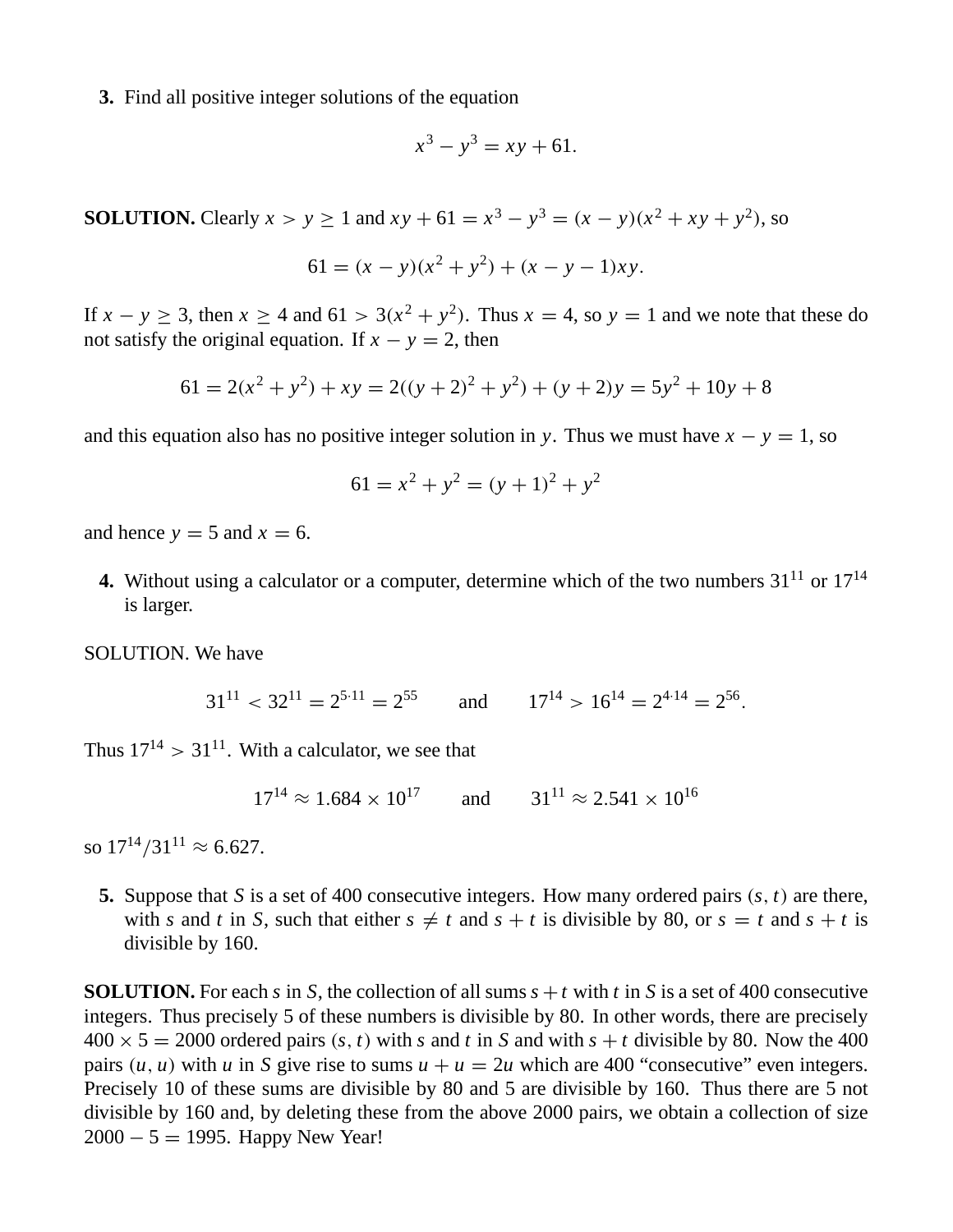**3.** Find all positive integer solutions of the equation

$$x^3 - y^3 = xy + 61.$$

**SOLUTION.** Clearly $x > y \geq 1$ and $xy + 61 = x^3 - y^3 = (x - y)(x^2 + xy + y^2)$, so

$$61 = (x - y)(x^2 + y^2) + (x - y - 1)xy.$$

If $x - y \geq 3$, then $x \geq 4$ and $61 > 3(x^2 + y^2)$. Thus $x = 4$, so $y = 1$ and we note that these do not satisfy the original equation. If $x - y = 2$, then

$$61 = 2(x^2 + y^2) + xy = 2((y + 2)^2 + y^2) + (y + 2)y = 5y^2 + 10y + 8$$

and this equation also has no positive integer solution in $y$. Thus we must have $x - y = 1$, so

$$61 = x^2 + y^2 = (y + 1)^2 + y^2$$

and hence $y = 5$ and $x = 6$.

**4.** Without using a calculator or a computer, determine which of the two numbers $31^{11}$ or $17^{14}$ is larger.

SOLUTION. We have

$$31^{11} < 32^{11} = 2^{5 \cdot 11} = 2^{55} \qquad \text{and} \qquad 17^{14} > 16^{14} = 2^{4 \cdot 14} = 2^{56}.$$

Thus $17^{14} > 31^{11}$. With a calculator, we see that

$$17^{14} \approx 1.684 \times 10^{17} \qquad \text{and} \qquad 31^{11} \approx 2.541 \times 10^{16}$$

so $17^{14}/31^{11} \approx 6.627$.

**5.** Suppose that $S$ is a set of 400 consecutive integers. How many ordered pairs $(s, t)$ are there, with $s$ and $t$ in $S$, such that either $s \neq t$ and $s + t$ is divisible by 80, or $s = t$ and $s + t$ is divisible by 160.

**SOLUTION.** For each $s$ in $S$, the collection of all sums $s + t$ with $t$ in $S$ is a set of 400 consecutive integers. Thus precisely 5 of these numbers is divisible by 80. In other words, there are precisely $400 \times 5 = 2000$ ordered pairs $(s, t)$ with $s$ and $t$ in $S$ and with $s + t$ divisible by 80. Now the 400 pairs $(u, u)$ with $u$ in $S$ give rise to sums $u + u = 2u$ which are 400 "consecutive" even integers. Precisely 10 of these sums are divisible by 80 and 5 are divisible by 160. Thus there are 5 not divisible by 160 and, by deleting these from the above 2000 pairs, we obtain a collection of size $2000 - 5 = 1995$. Happy New Year!